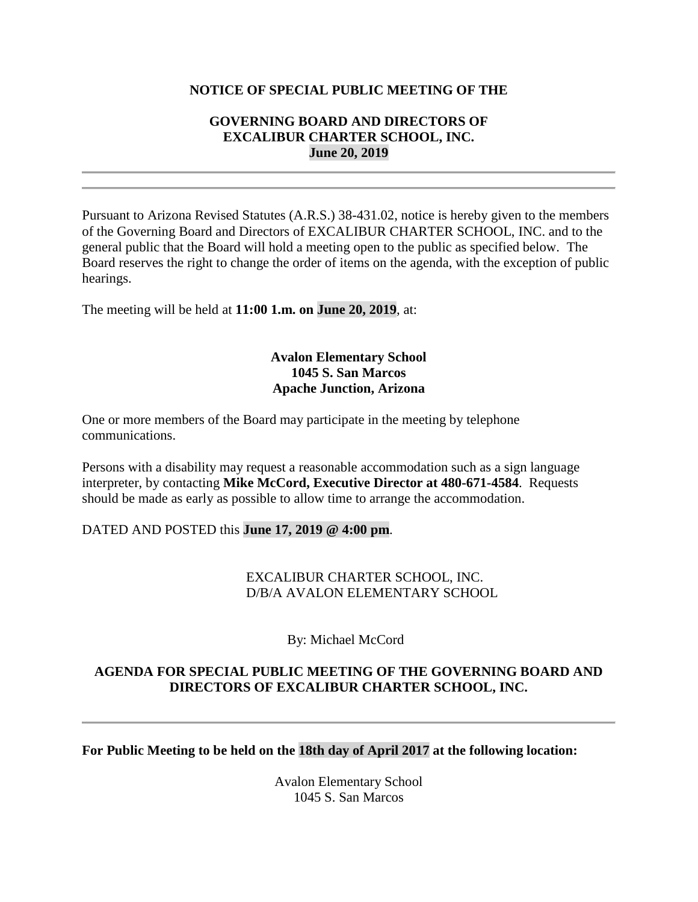**NOTICE OF SPECIAL PUBLIC MEETING OF THE**

**GOVERNING BOARD AND DIRECTORS OF EXCALIBUR CHARTER SCHOOL, INC. June 20, 2019**

---

Pursuant to Arizona Revised Statutes (A.R.S.) 38-431.02, notice is hereby given to the members of the Governing Board and Directors of EXCALIBUR CHARTER SCHOOL, INC. and to the general public that the Board will hold a meeting open to the public as specified below. The Board reserves the right to change the order of items on the agenda, with the exception of public hearings.

The meeting will be held at **11:00 1.m. on June 20, 2019**, at:

**Avalon Elementary School**
**1045 S. San Marcos**
**Apache Junction, Arizona**

One or more members of the Board may participate in the meeting by telephone communications.

Persons with a disability may request a reasonable accommodation such as a sign language interpreter, by contacting **Mike McCord, Executive Director at 480-671-4584**. Requests should be made as early as possible to allow time to arrange the accommodation.

DATED AND POSTED this **June 17, 2019 @ 4:00 pm**.

EXCALIBUR CHARTER SCHOOL, INC.
D/B/A AVALON ELEMENTARY SCHOOL

By: Michael McCord

**AGENDA FOR SPECIAL PUBLIC MEETING OF THE GOVERNING BOARD AND DIRECTORS OF EXCALIBUR CHARTER SCHOOL, INC.**

---

**For Public Meeting to be held on the 18th day of April 2017 at the following location:**

Avalon Elementary School
1045 S. San Marcos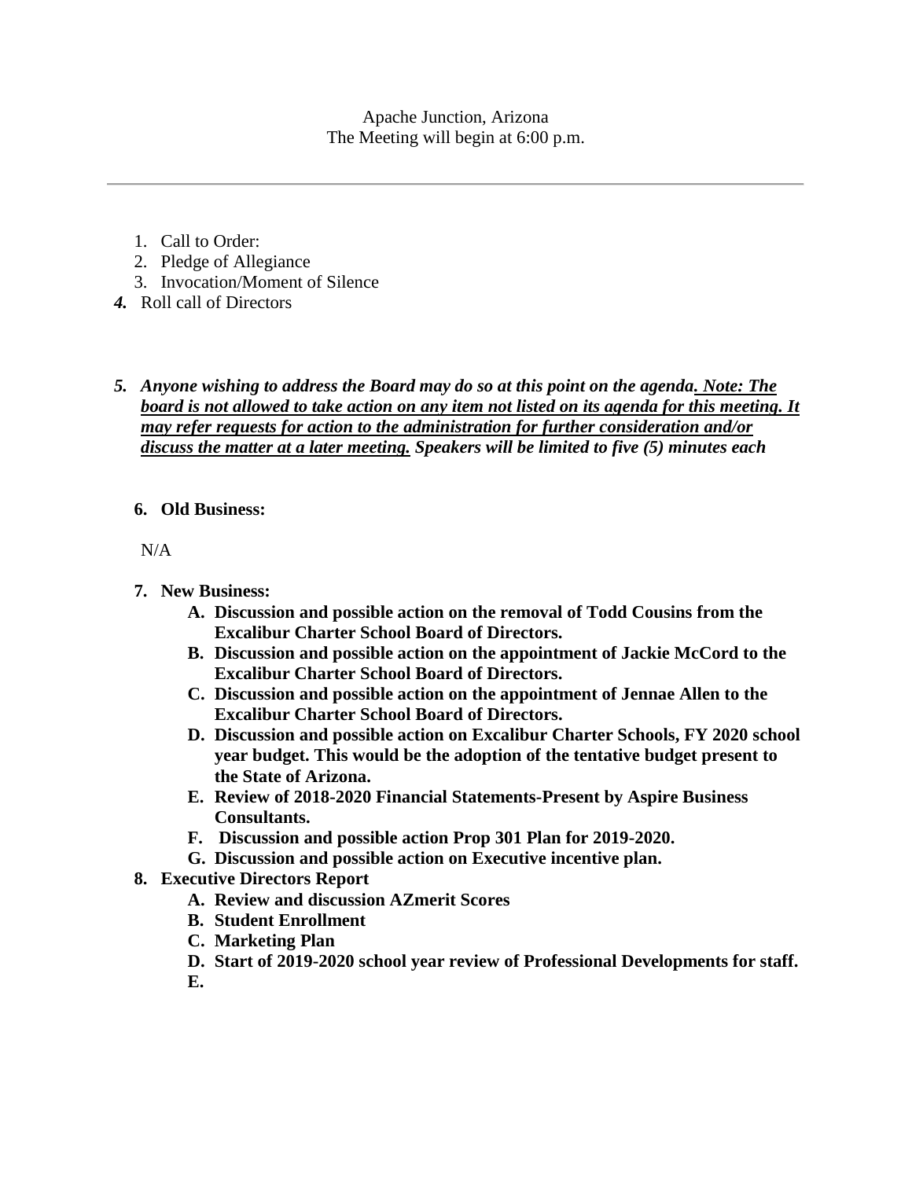Apache Junction, Arizona
The Meeting will begin at 6:00 p.m.

---

1. Call to Order:
2. Pledge of Allegiance
3. Invocation/Moment of Silence
4. Roll call of Directors

5. ***Anyone wishing to address the Board may do so at this point on the agenda. <u>Note: The board is not allowed to take action on any item not listed on its agenda for this meeting. It may refer requests for action to the administration for further consideration and/or discuss the matter at a later meeting.</u> Speakers will be limited to five (5) minutes each***

6. **Old Business:**

   N/A

7. **New Business:**
   - **A. Discussion and possible action on the removal of Todd Cousins from the Excalibur Charter School Board of Directors.**
   - **B. Discussion and possible action on the appointment of Jackie McCord to the Excalibur Charter School Board of Directors.**
   - **C. Discussion and possible action on the appointment of Jennae Allen to the Excalibur Charter School Board of Directors.**
   - **D. Discussion and possible action on Excalibur Charter Schools, FY 2020 school year budget. This would be the adoption of the tentative budget present to the State of Arizona.**
   - **E. Review of 2018-2020 Financial Statements-Present by Aspire Business Consultants.**
   - **F. Discussion and possible action Prop 301 Plan for 2019-2020.**
   - **G. Discussion and possible action on Executive incentive plan.**
8. **Executive Directors Report**
   - **A. Review and discussion AZmerit Scores**
   - **B. Student Enrollment**
   - **C. Marketing Plan**
   - **D. Start of 2019-2020 school year review of Professional Developments for staff.**
   - **E.**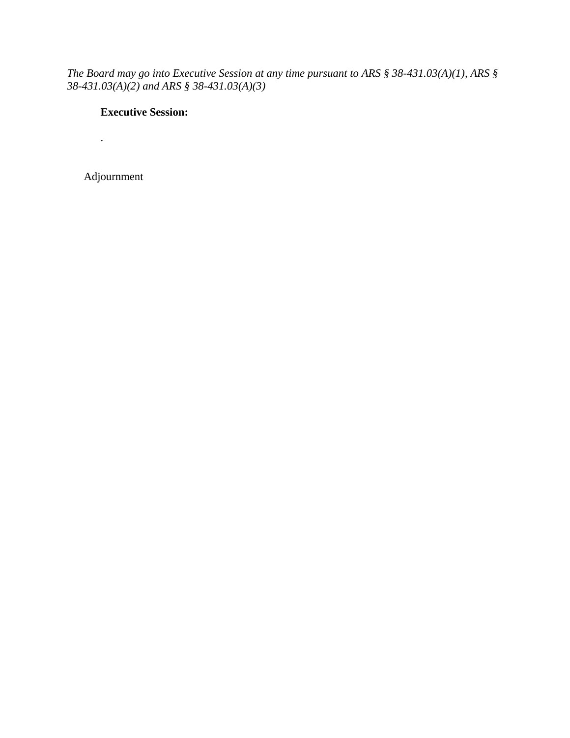*The Board may go into Executive Session at any time pursuant to ARS § 38-431.03(A)(1), ARS § 38-431.03(A)(2) and ARS § 38-431.03(A)(3)*

**Executive Session:**

.

Adjournment